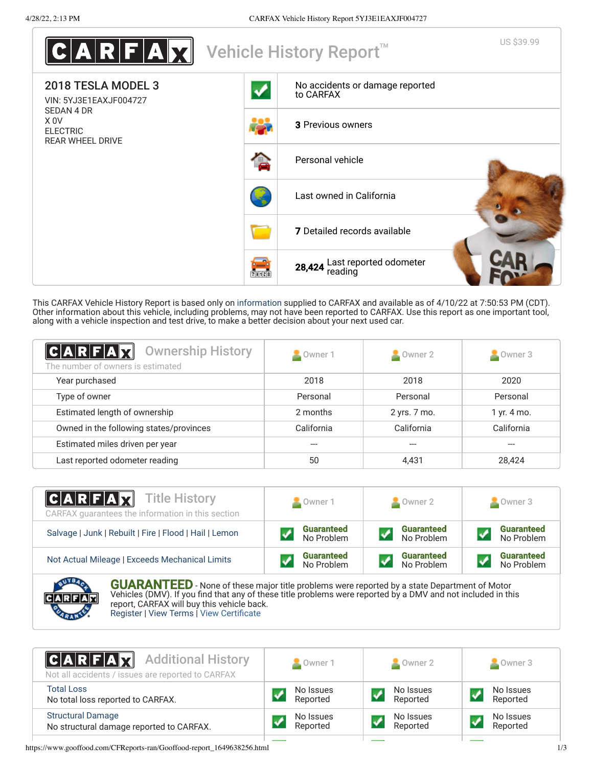# CARFAX Vehicle History Report™

US $39.99

## 2018 TESLA MODEL 3

VIN: 5YJ3E1EAXJF004727
SEDAN 4 DR
X 0V
ELECTRIC
REAR WHEEL DRIVE

- No accidents or damage reported to CARFAX
- **3** Previous owners
- Personal vehicle
- Last owned in California
- **7** Detailed records available
- **28,424** Last reported odometer reading

This CARFAX Vehicle History Report is based only on information supplied to CARFAX and available as of 4/10/22 at 7:50:53 PM (CDT). Other information about this vehicle, including problems, may not have been reported to CARFAX. Use this report as one important tool, along with a vehicle inspection and test drive, to make a better decision about your next used car.

## CARFAX Ownership History

The number of owners is estimated

| | Owner 1 | Owner 2 | Owner 3 |
|---|---|---|---|
| Year purchased | 2018 | 2018 | 2020 |
| Type of owner | Personal | Personal | Personal |
| Estimated length of ownership | 2 months | 2 yrs. 7 mo. | 1 yr. 4 mo. |
| Owned in the following states/provinces | California | California | California |
| Estimated miles driven per year | --- | --- | --- |
| Last reported odometer reading | 50 | 4,431 | 28,424 |

## CARFAX Title History

CARFAX guarantees the information in this section

| | Owner 1 | Owner 2 | Owner 3 |
|---|---|---|---|
| Salvage \| Junk \| Rebuilt \| Fire \| Flood \| Hail \| Lemon | Guaranteed No Problem | Guaranteed No Problem | Guaranteed No Problem |
| Not Actual Mileage \| Exceeds Mechanical Limits | Guaranteed No Problem | Guaranteed No Problem | Guaranteed No Problem |

**GUARANTEED** - None of these major title problems were reported by a state Department of Motor Vehicles (DMV). If you find that any of these title problems were reported by a DMV and not included in this report, CARFAX will buy this vehicle back.
Register | View Terms | View Certificate

## CARFAX Additional History

Not all accidents / issues are reported to CARFAX

| | Owner 1 | Owner 2 | Owner 3 |
|---|---|---|---|
| Total Loss<br>No total loss reported to CARFAX. | No Issues Reported | No Issues Reported | No Issues Reported |
| Structural Damage<br>No structural damage reported to CARFAX. | No Issues Reported | No Issues Reported | No Issues Reported |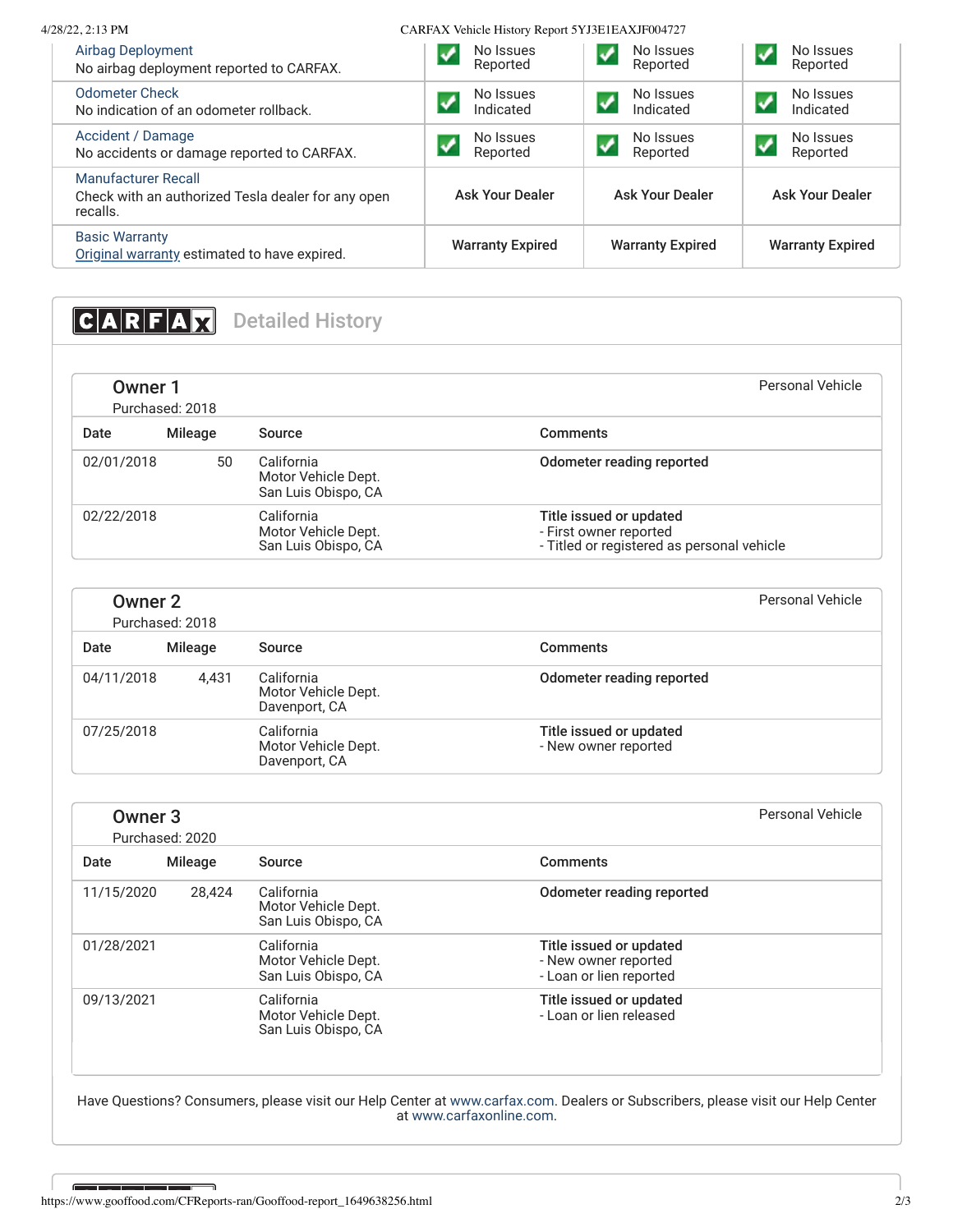| | | | |
|---|---|---|---|
| **Airbag Deployment**<br>No airbag deployment reported to CARFAX. | No Issues Reported | No Issues Reported | No Issues Reported |
| **Odometer Check**<br>No indication of an odometer rollback. | No Issues Indicated | No Issues Indicated | No Issues Indicated |
| **Accident / Damage**<br>No accidents or damage reported to CARFAX. | No Issues Reported | No Issues Reported | No Issues Reported |
| **Manufacturer Recall**<br>Check with an authorized Tesla dealer for any open recalls. | Ask Your Dealer | Ask Your Dealer | Ask Your Dealer |
| **Basic Warranty**<br>Original warranty estimated to have expired. | Warranty Expired | Warranty Expired | Warranty Expired |

## CARFAX Detailed History

### Owner 1

Purchased: 2018

Personal Vehicle

| Date | Mileage | Source | Comments |
|---|---|---|---|
| 02/01/2018 | 50 | California Motor Vehicle Dept. San Luis Obispo, CA | **Odometer reading reported** |
| 02/22/2018 | | California Motor Vehicle Dept. San Luis Obispo, CA | **Title issued or updated**<br>- First owner reported<br>- Titled or registered as personal vehicle |

### Owner 2

Purchased: 2018

Personal Vehicle

| Date | Mileage | Source | Comments |
|---|---|---|---|
| 04/11/2018 | 4,431 | California Motor Vehicle Dept. Davenport, CA | **Odometer reading reported** |
| 07/25/2018 | | California Motor Vehicle Dept. Davenport, CA | **Title issued or updated**<br>- New owner reported |

### Owner 3

Purchased: 2020

Personal Vehicle

| Date | Mileage | Source | Comments |
|---|---|---|---|
| 11/15/2020 | 28,424 | California Motor Vehicle Dept. San Luis Obispo, CA | **Odometer reading reported** |
| 01/28/2021 | | California Motor Vehicle Dept. San Luis Obispo, CA | **Title issued or updated**<br>- New owner reported<br>- Loan or lien reported |
| 09/13/2021 | | California Motor Vehicle Dept. San Luis Obispo, CA | **Title issued or updated**<br>- Loan or lien released |

Have Questions? Consumers, please visit our Help Center at www.carfax.com. Dealers or Subscribers, please visit our Help Center at www.carfaxonline.com.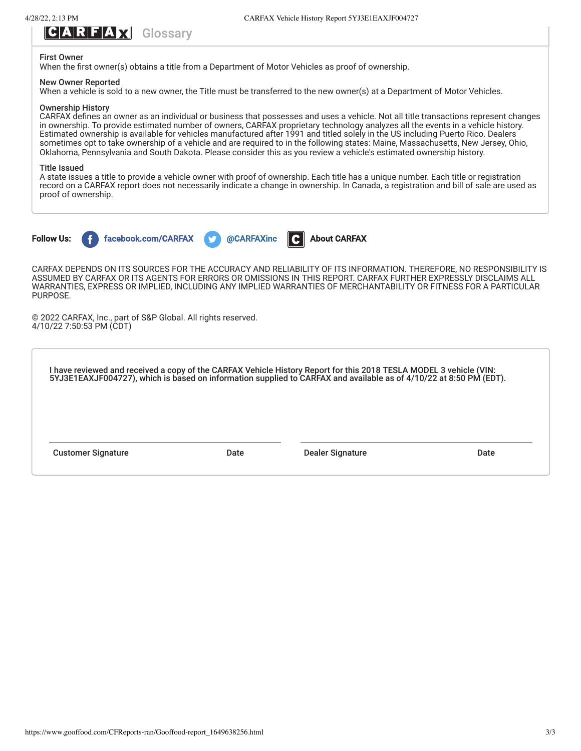# CARFAX Glossary

**First Owner**
When the first owner(s) obtains a title from a Department of Motor Vehicles as proof of ownership.

**New Owner Reported**
When a vehicle is sold to a new owner, the Title must be transferred to the new owner(s) at a Department of Motor Vehicles.

**Ownership History**
CARFAX defines an owner as an individual or business that possesses and uses a vehicle. Not all title transactions represent changes in ownership. To provide estimated number of owners, CARFAX proprietary technology analyzes all the events in a vehicle history. Estimated ownership is available for vehicles manufactured after 1991 and titled solely in the US including Puerto Rico. Dealers sometimes opt to take ownership of a vehicle and are required to in the following states: Maine, Massachusetts, New Jersey, Ohio, Oklahoma, Pennsylvania and South Dakota. Please consider this as you review a vehicle's estimated ownership history.

**Title Issued**
A state issues a title to provide a vehicle owner with proof of ownership. Each title has a unique number. Each title or registration record on a CARFAX report does not necessarily indicate a change in ownership. In Canada, a registration and bill of sale are used as proof of ownership.

**Follow Us:** facebook.com/CARFAX @CARFAXinc About CARFAX

CARFAX DEPENDS ON ITS SOURCES FOR THE ACCURACY AND RELIABILITY OF ITS INFORMATION. THEREFORE, NO RESPONSIBILITY IS ASSUMED BY CARFAX OR ITS AGENTS FOR ERRORS OR OMISSIONS IN THIS REPORT. CARFAX FURTHER EXPRESSLY DISCLAIMS ALL WARRANTIES, EXPRESS OR IMPLIED, INCLUDING ANY IMPLIED WARRANTIES OF MERCHANTABILITY OR FITNESS FOR A PARTICULAR PURPOSE.

© 2022 CARFAX, Inc., part of S&P Global. All rights reserved.
4/10/22 7:50:53 PM (CDT)

I have reviewed and received a copy of the CARFAX Vehicle History Report for this 2018 TESLA MODEL 3 vehicle (VIN: 5YJ3E1EAXJF004727), which is based on information supplied to CARFAX and available as of 4/10/22 at 8:50 PM (EDT).

| Customer Signature | Date | Dealer Signature | Date |
|---|---|---|---|